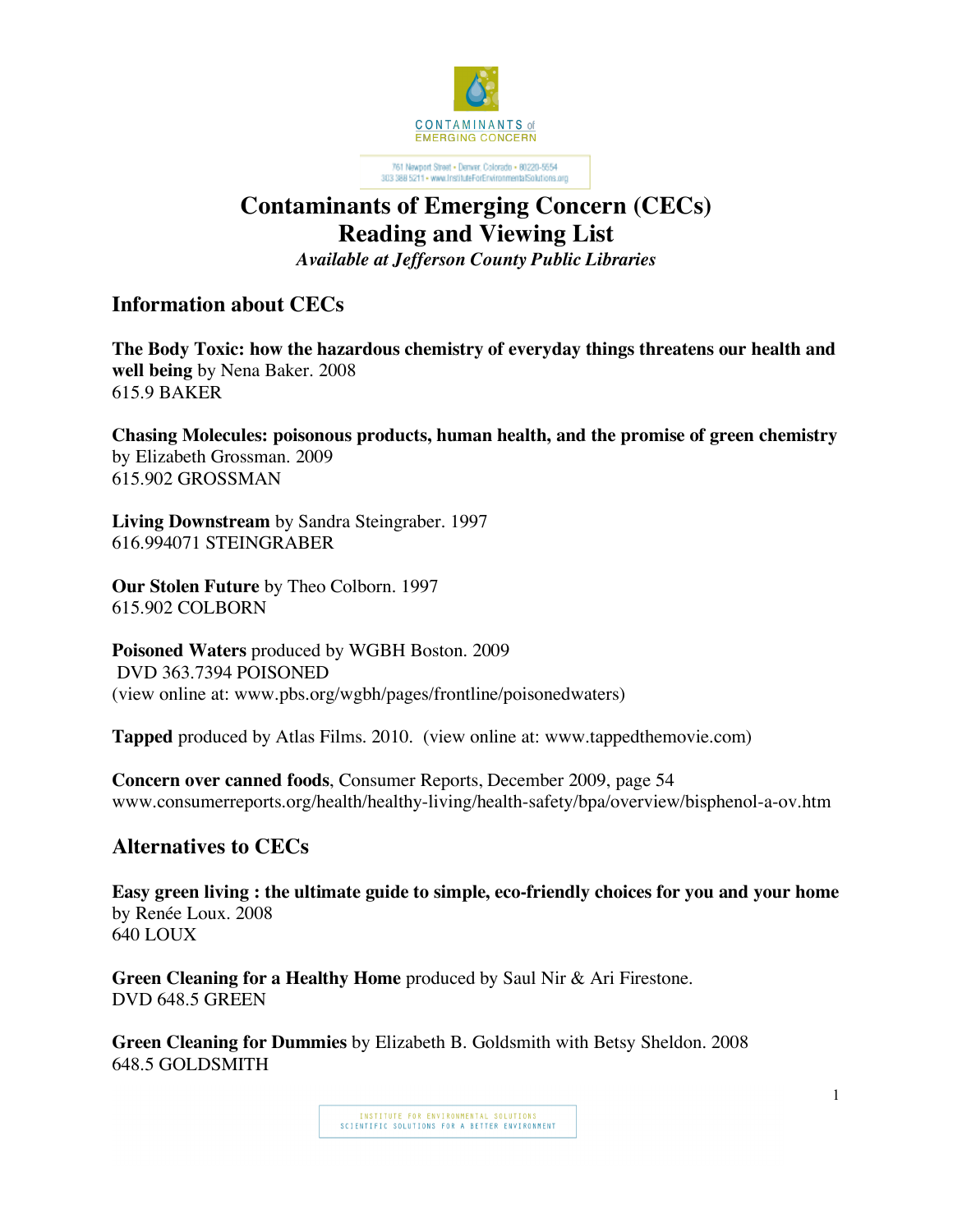CONTAMINANTS of EMERGING CONCERN

761 Newport Street • Denver, Colorado • 80220-5554
303 388 5211 • www.InstituteForEnvironmentalSolutions.org

# Contaminants of Emerging Concern (CECs)
# Reading and Viewing List

*Available at Jefferson County Public Libraries*

## Information about CECs

**The Body Toxic: how the hazardous chemistry of everyday things threatens our health and well being** by Nena Baker. 2008
615.9 BAKER

**Chasing Molecules: poisonous products, human health, and the promise of green chemistry** by Elizabeth Grossman. 2009
615.902 GROSSMAN

**Living Downstream** by Sandra Steingraber. 1997
616.994071 STEINGRABER

**Our Stolen Future** by Theo Colborn. 1997
615.902 COLBORN

**Poisoned Waters** produced by WGBH Boston. 2009
DVD 363.7394 POISONED
(view online at: www.pbs.org/wgbh/pages/frontline/poisonedwaters)

**Tapped** produced by Atlas Films. 2010. (view online at: www.tappedthemovie.com)

**Concern over canned foods**, Consumer Reports, December 2009, page 54
www.consumerreports.org/health/healthy-living/health-safety/bpa/overview/bisphenol-a-ov.htm

## Alternatives to CECs

**Easy green living : the ultimate guide to simple, eco-friendly choices for you and your home** by Renée Loux. 2008
640 LOUX

**Green Cleaning for a Healthy Home** produced by Saul Nir & Ari Firestone.
DVD 648.5 GREEN

**Green Cleaning for Dummies** by Elizabeth B. Goldsmith with Betsy Sheldon. 2008
648.5 GOLDSMITH

INSTITUTE FOR ENVIRONMENTAL SOLUTIONS
SCIENTIFIC SOLUTIONS FOR A BETTER ENVIRONMENT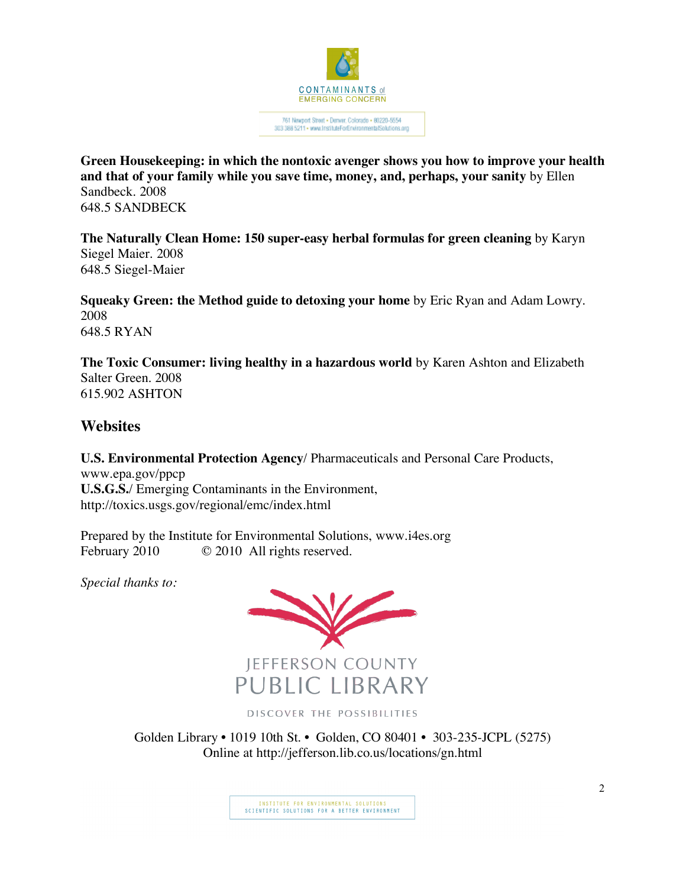CONTAMINANTS of EMERGING CONCERN

761 Newport Street • Denver, Colorado • 80220-5554
303 388 5211 • www.InstituteForEnvironmentalSolutions.org

**Green Housekeeping: in which the nontoxic avenger shows you how to improve your health and that of your family while you save time, money, and, perhaps, your sanity** by Ellen Sandbeck. 2008
648.5 SANDBECK

**The Naturally Clean Home: 150 super-easy herbal formulas for green cleaning** by Karyn Siegel Maier. 2008
648.5 Siegel-Maier

**Squeaky Green: the Method guide to detoxing your home** by Eric Ryan and Adam Lowry. 2008
648.5 RYAN

**The Toxic Consumer: living healthy in a hazardous world** by Karen Ashton and Elizabeth Salter Green. 2008
615.902 ASHTON

## Websites

**U.S. Environmental Protection Agency**/ Pharmaceuticals and Personal Care Products, www.epa.gov/ppcp
**U.S.G.S.**/ Emerging Contaminants in the Environment, http://toxics.usgs.gov/regional/emc/index.html

Prepared by the Institute for Environmental Solutions, www.i4es.org
February 2010 © 2010 All rights reserved.

*Special thanks to:*

JEFFERSON COUNTY PUBLIC LIBRARY

DISCOVER THE POSSIBILITIES

Golden Library • 1019 10th St. • Golden, CO 80401 • 303-235-JCPL (5275)
Online at http://jefferson.lib.co.us/locations/gn.html

INSTITUTE FOR ENVIRONMENTAL SOLUTIONS
SCIENTIFIC SOLUTIONS FOR A BETTER ENVIRONMENT